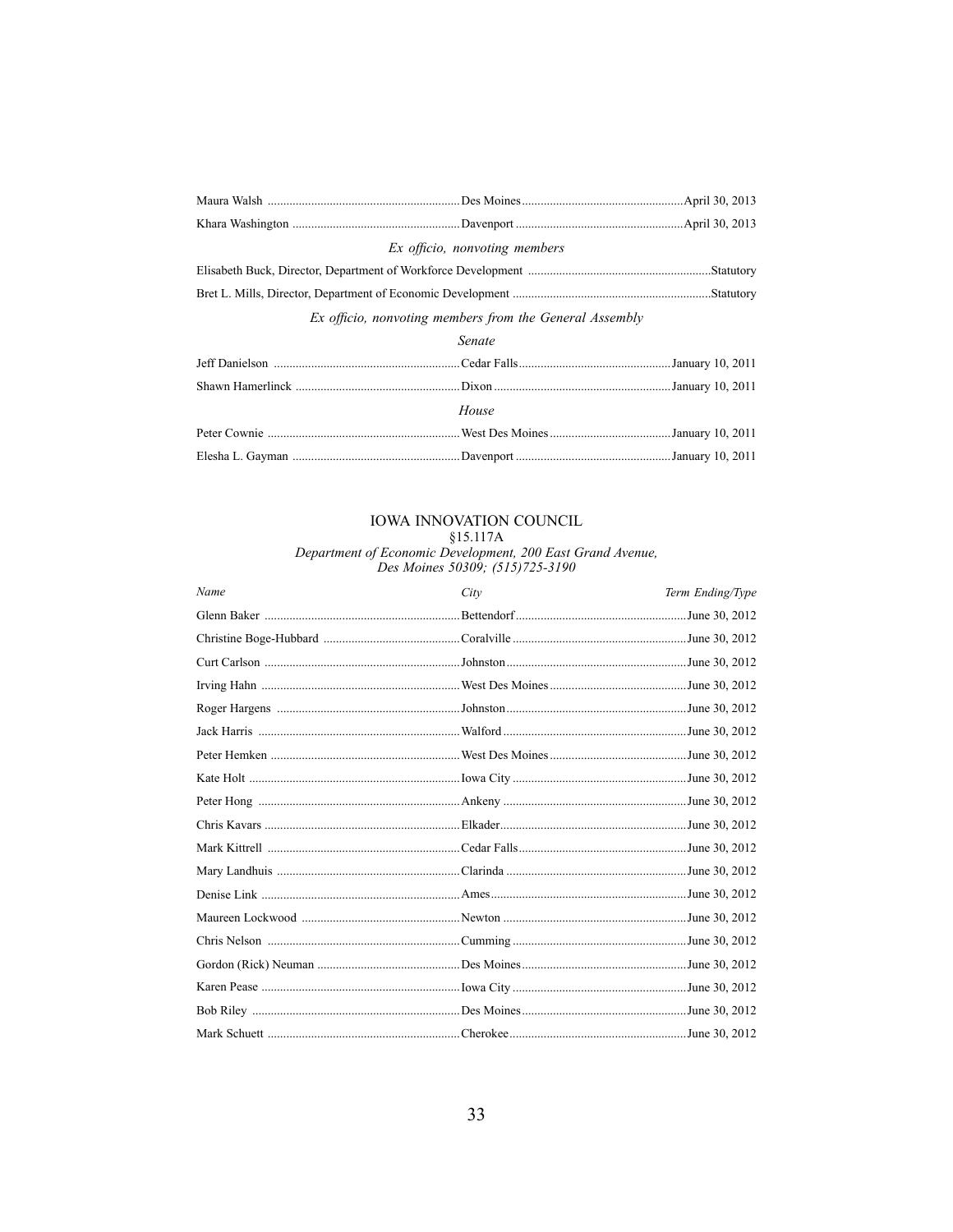| | | |
|---|---|---|
| Maura Walsh | Des Moines | April 30, 2013 |
| Khara Washington | Davenport | April 30, 2013 |

*Ex officio, nonvoting members*

| | |
|---|---|
| Elisabeth Buck, Director, Department of Workforce Development | Statutory |
| Bret L. Mills, Director, Department of Economic Development | Statutory |

*Ex officio, nonvoting members from the General Assembly*

*Senate*

| | | |
|---|---|---|
| Jeff Danielson | Cedar Falls | January 10, 2011 |
| Shawn Hamerlinck | Dixon | January 10, 2011 |

*House*

| | | |
|---|---|---|
| Peter Cownie | West Des Moines | January 10, 2011 |
| Elesha L. Gayman | Davenport | January 10, 2011 |

## IOWA INNOVATION COUNCIL

§15.117A

*Department of Economic Development, 200 East Grand Avenue, Des Moines 50309; (515)725-3190*

| *Name* | *City* | *Term Ending/Type* |
|---|---|---|
| Glenn Baker | Bettendorf | June 30, 2012 |
| Christine Boge-Hubbard | Coralville | June 30, 2012 |
| Curt Carlson | Johnston | June 30, 2012 |
| Irving Hahn | West Des Moines | June 30, 2012 |
| Roger Hargens | Johnston | June 30, 2012 |
| Jack Harris | Walford | June 30, 2012 |
| Peter Hemken | West Des Moines | June 30, 2012 |
| Kate Holt | Iowa City | June 30, 2012 |
| Peter Hong | Ankeny | June 30, 2012 |
| Chris Kavars | Elkader | June 30, 2012 |
| Mark Kittrell | Cedar Falls | June 30, 2012 |
| Mary Landhuis | Clarinda | June 30, 2012 |
| Denise Link | Ames | June 30, 2012 |
| Maureen Lockwood | Newton | June 30, 2012 |
| Chris Nelson | Cumming | June 30, 2012 |
| Gordon (Rick) Neuman | Des Moines | June 30, 2012 |
| Karen Pease | Iowa City | June 30, 2012 |
| Bob Riley | Des Moines | June 30, 2012 |
| Mark Schuett | Cherokee | June 30, 2012 |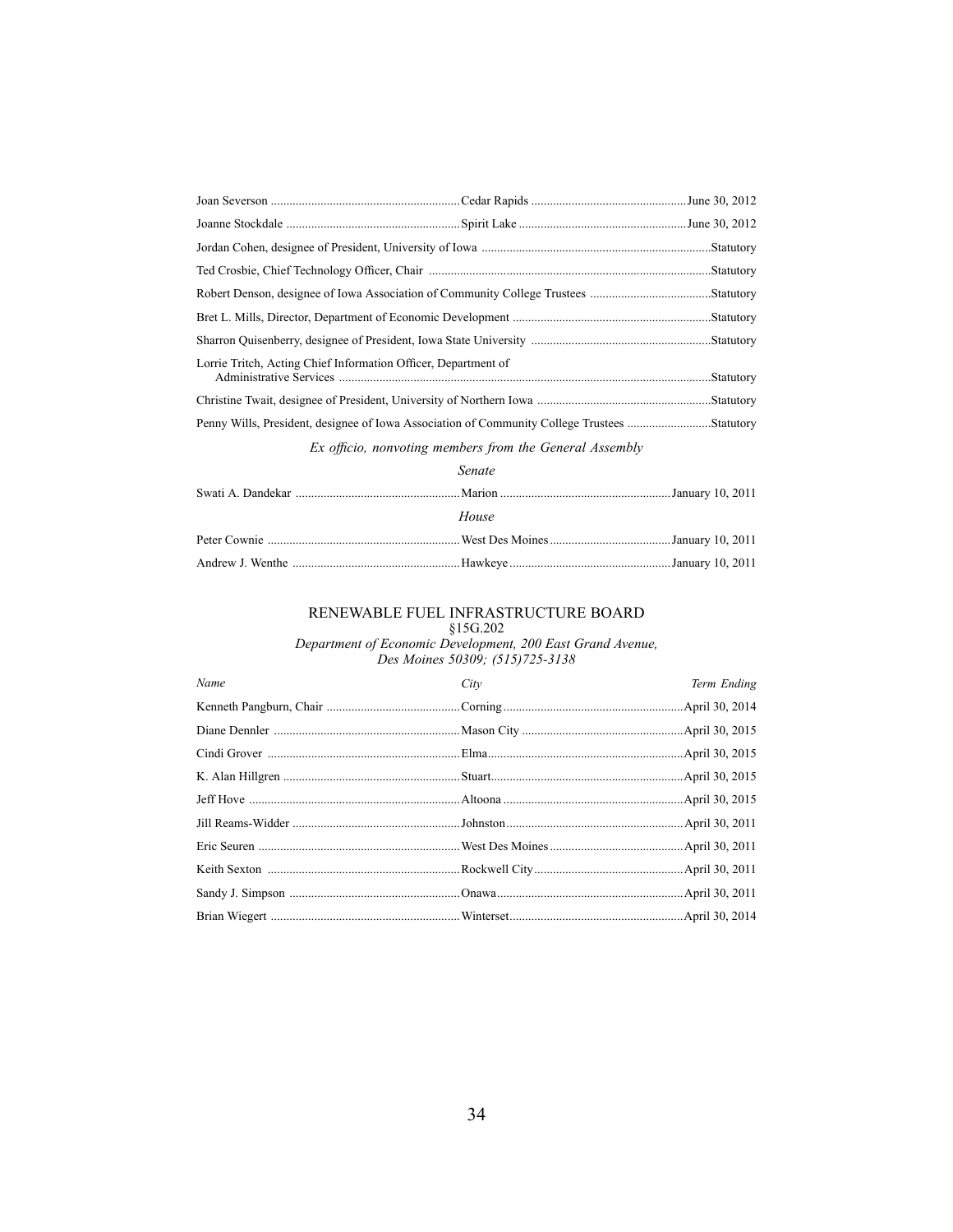| | | |
|---|---|---|
| Joan Severson | Cedar Rapids | June 30, 2012 |
| Joanne Stockdale | Spirit Lake | June 30, 2012 |
| Jordan Cohen, designee of President, University of Iowa | | Statutory |
| Ted Crosbie, Chief Technology Officer, Chair | | Statutory |
| Robert Denson, designee of Iowa Association of Community College Trustees | | Statutory |
| Bret L. Mills, Director, Department of Economic Development | | Statutory |
| Sharron Quisenberry, designee of President, Iowa State University | | Statutory |
| Lorrie Tritch, Acting Chief Information Officer, Department of Administrative Services | | Statutory |
| Christine Twait, designee of President, University of Northern Iowa | | Statutory |
| Penny Wills, President, designee of Iowa Association of Community College Trustees | | Statutory |

*Ex officio, nonvoting members from the General Assembly*

*Senate*

| | | |
|---|---|---|
| Swati A. Dandekar | Marion | January 10, 2011 |

*House*

| | | |
|---|---|---|
| Peter Cownie | West Des Moines | January 10, 2011 |
| Andrew J. Wenthe | Hawkeye | January 10, 2011 |

## RENEWABLE FUEL INFRASTRUCTURE BOARD

§15G.202

*Department of Economic Development, 200 East Grand Avenue, Des Moines 50309; (515)725-3138*

| *Name* | *City* | *Term Ending* |
|---|---|---|
| Kenneth Pangburn, Chair | Corning | April 30, 2014 |
| Diane Dennler | Mason City | April 30, 2015 |
| Cindi Grover | Elma | April 30, 2015 |
| K. Alan Hillgren | Stuart | April 30, 2015 |
| Jeff Hove | Altoona | April 30, 2015 |
| Jill Reams-Widder | Johnston | April 30, 2011 |
| Eric Seuren | West Des Moines | April 30, 2011 |
| Keith Sexton | Rockwell City | April 30, 2011 |
| Sandy J. Simpson | Onawa | April 30, 2011 |
| Brian Wiegert | Winterset | April 30, 2014 |